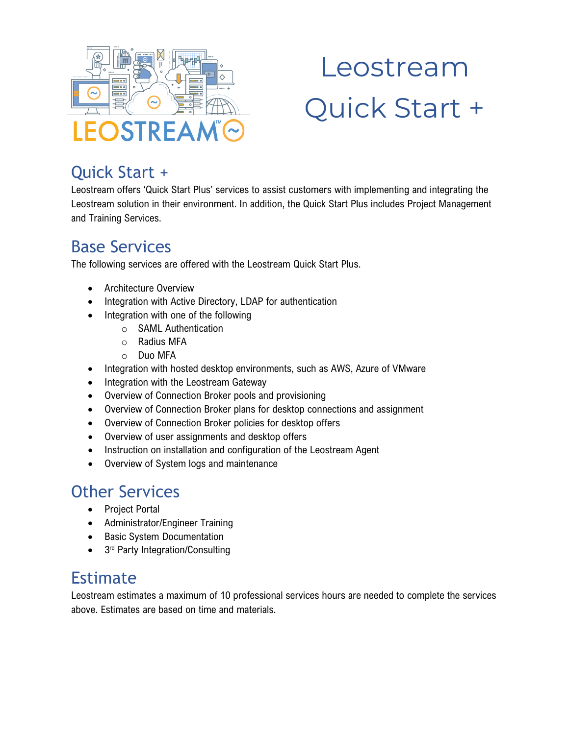# Leostream Quick Start +

## Quick Start +

Leostream offers 'Quick Start Plus' services to assist customers with implementing and integrating the Leostream solution in their environment. In addition, the Quick Start Plus includes Project Management and Training Services.

## Base Services

The following services are offered with the Leostream Quick Start Plus.

- Architecture Overview
- Integration with Active Directory, LDAP for authentication
- Integration with one of the following
  - SAML Authentication
  - Radius MFA
  - Duo MFA
- Integration with hosted desktop environments, such as AWS, Azure of VMware
- Integration with the Leostream Gateway
- Overview of Connection Broker pools and provisioning
- Overview of Connection Broker plans for desktop connections and assignment
- Overview of Connection Broker policies for desktop offers
- Overview of user assignments and desktop offers
- Instruction on installation and configuration of the Leostream Agent
- Overview of System logs and maintenance

## Other Services

- Project Portal
- Administrator/Engineer Training
- Basic System Documentation
- 3rd Party Integration/Consulting

## Estimate

Leostream estimates a maximum of 10 professional services hours are needed to complete the services above. Estimates are based on time and materials.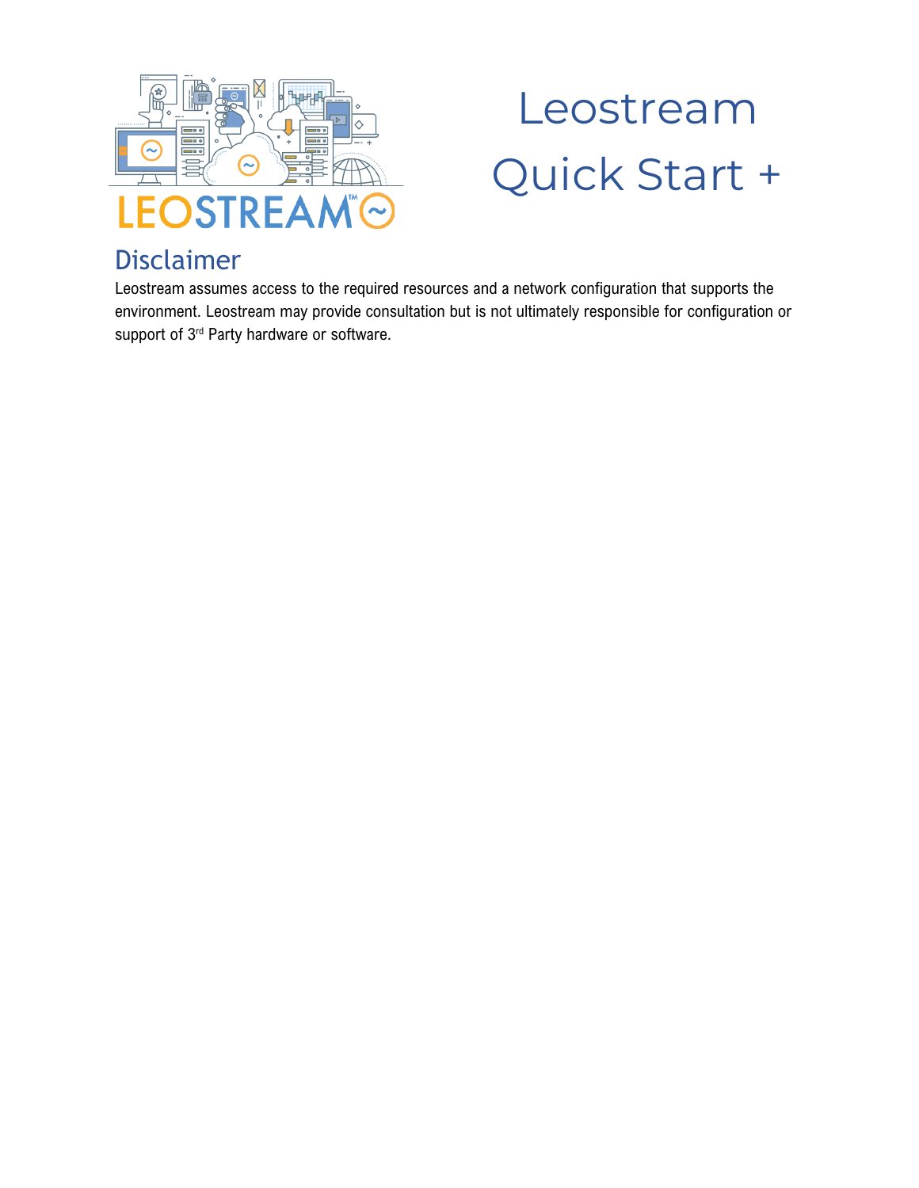# Leostream Quick Start +

## Disclaimer

Leostream assumes access to the required resources and a network configuration that supports the environment. Leostream may provide consultation but is not ultimately responsible for configuration or support of 3rd Party hardware or software.